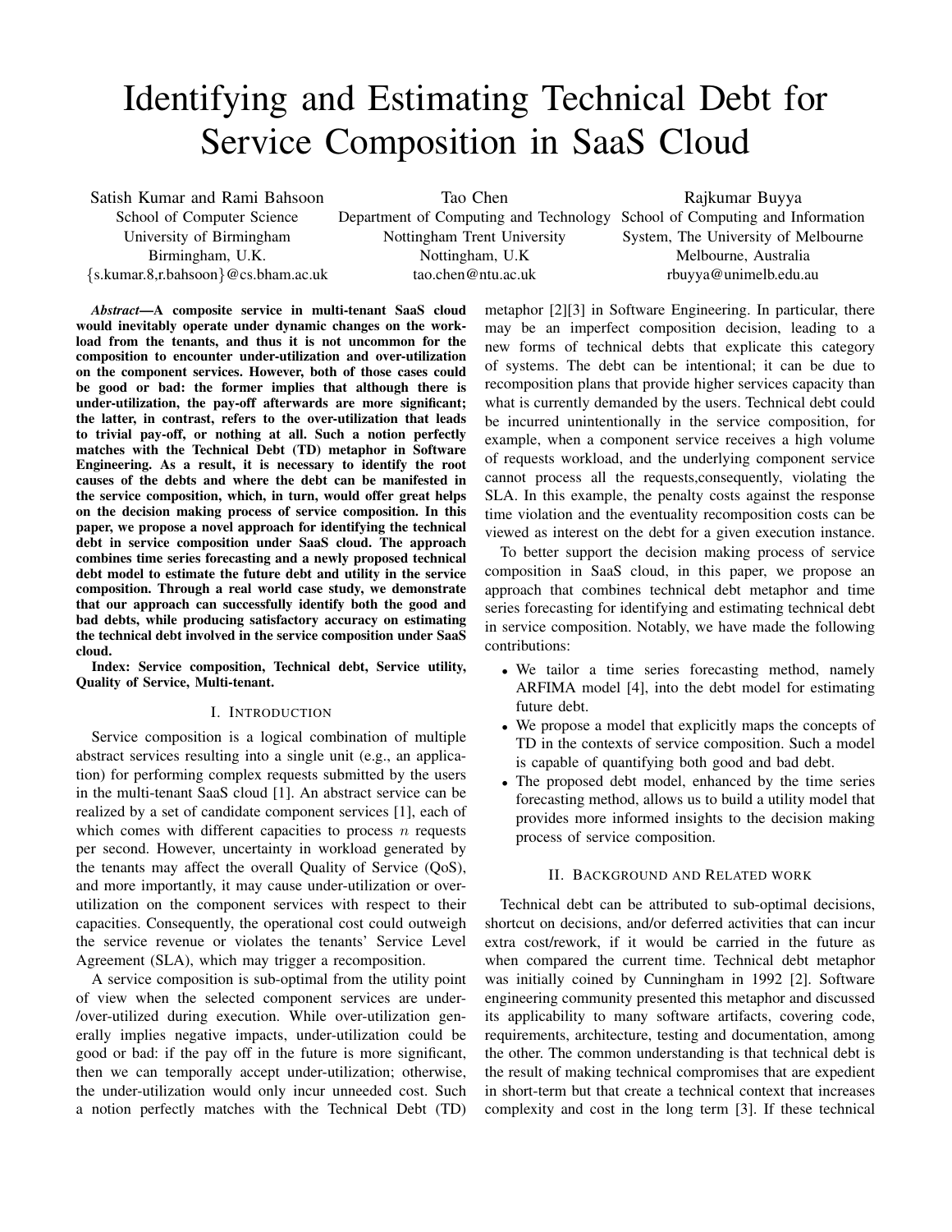# Identifying and Estimating Technical Debt for Service Composition in SaaS Cloud

Satish Kumar and Rami Bahsoon
School of Computer Science
University of Birmingham
Birmingham, U.K.
{s.kumar.8,r.bahsoon}@cs.bham.ac.uk

Tao Chen
Department of Computing and Technology
Nottingham Trent University
Nottingham, U.K
tao.chen@ntu.ac.uk

Rajkumar Buyya
School of Computing and Information System, The University of Melbourne
Melbourne, Australia
rbuyya@unimelb.edu.au

***Abstract*—A composite service in multi-tenant SaaS cloud would inevitably operate under dynamic changes on the workload from the tenants, and thus it is not uncommon for the composition to encounter under-utilization and over-utilization on the component services. However, both of those cases could be good or bad: the former implies that although there is under-utilization, the pay-off afterwards are more significant; the latter, in contrast, refers to the over-utilization that leads to trivial pay-off, or nothing at all. Such a notion perfectly matches with the Technical Debt (TD) metaphor in Software Engineering. As a result, it is necessary to identify the root causes of the debts and where the debt can be manifested in the service composition, which, in turn, would offer great helps on the decision making process of service composition. In this paper, we propose a novel approach for identifying the technical debt in service composition under SaaS cloud. The approach combines time series forecasting and a newly proposed technical debt model to estimate the future debt and utility in the service composition. Through a real world case study, we demonstrate that our approach can successfully identify both the good and bad debts, while producing satisfactory accuracy on estimating the technical debt involved in the service composition under SaaS cloud.**

**Index: Service composition, Technical debt, Service utility, Quality of Service, Multi-tenant.**

## I. Introduction

Service composition is a logical combination of multiple abstract services resulting into a single unit (e.g., an application) for performing complex requests submitted by the users in the multi-tenant SaaS cloud [1]. An abstract service can be realized by a set of candidate component services [1], each of which comes with different capacities to process $n$ requests per second. However, uncertainty in workload generated by the tenants may affect the overall Quality of Service (QoS), and more importantly, it may cause under-utilization or over-utilization on the component services with respect to their capacities. Consequently, the operational cost could outweigh the service revenue or violates the tenants' Service Level Agreement (SLA), which may trigger a recomposition.

A service composition is sub-optimal from the utility point of view when the selected component services are under-/over-utilized during execution. While over-utilization generally implies negative impacts, under-utilization could be good or bad: if the pay off in the future is more significant, then we can temporally accept under-utilization; otherwise, the under-utilization would only incur unneeded cost. Such a notion perfectly matches with the Technical Debt (TD) metaphor [2][3] in Software Engineering. In particular, there may be an imperfect composition decision, leading to a new forms of technical debts that explicate this category of systems. The debt can be intentional; it can be due to recomposition plans that provide higher services capacity than what is currently demanded by the users. Technical debt could be incurred unintentionally in the service composition, for example, when a component service receives a high volume of requests workload, and the underlying component service cannot process all the requests,consequently, violating the SLA. In this example, the penalty costs against the response time violation and the eventuality recomposition costs can be viewed as interest on the debt for a given execution instance.

To better support the decision making process of service composition in SaaS cloud, in this paper, we propose an approach that combines technical debt metaphor and time series forecasting for identifying and estimating technical debt in service composition. Notably, we have made the following contributions:

- We tailor a time series forecasting method, namely ARFIMA model [4], into the debt model for estimating future debt.
- We propose a model that explicitly maps the concepts of TD in the contexts of service composition. Such a model is capable of quantifying both good and bad debt.
- The proposed debt model, enhanced by the time series forecasting method, allows us to build a utility model that provides more informed insights to the decision making process of service composition.

## II. Background and Related work

Technical debt can be attributed to sub-optimal decisions, shortcut on decisions, and/or deferred activities that can incur extra cost/rework, if it would be carried in the future as when compared the current time. Technical debt metaphor was initially coined by Cunningham in 1992 [2]. Software engineering community presented this metaphor and discussed its applicability to many software artifacts, covering code, requirements, architecture, testing and documentation, among the other. The common understanding is that technical debt is the result of making technical compromises that are expedient in short-term but that create a technical context that increases complexity and cost in the long term [3]. If these technical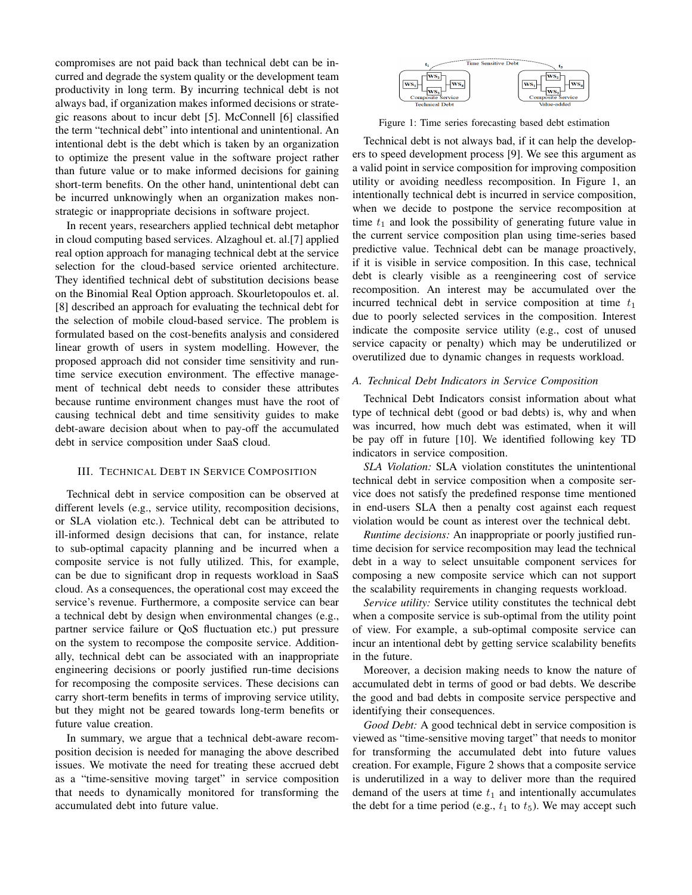compromises are not paid back than technical debt can be incurred and degrade the system quality or the development team productivity in long term. By incurring technical debt is not always bad, if organization makes informed decisions or strategic reasons about to incur debt [5]. McConnell [6] classified the term "technical debt" into intentional and unintentional. An intentional debt is the debt which is taken by an organization to optimize the present value in the software project rather than future value or to make informed decisions for gaining short-term benefits. On the other hand, unintentional debt can be incurred unknowingly when an organization makes non-strategic or inappropriate decisions in software project.

In recent years, researchers applied technical debt metaphor in cloud computing based services. Alzaghoul et. al.[7] applied real option approach for managing technical debt at the service selection for the cloud-based service oriented architecture. They identified technical debt of substitution decisions bease on the Binomial Real Option approach. Skourletopoulos et. al. [8] described an approach for evaluating the technical debt for the selection of mobile cloud-based service. The problem is formulated based on the cost-benefits analysis and considered linear growth of users in system modelling. However, the proposed approach did not consider time sensitivity and runtime service execution environment. The effective management of technical debt needs to consider these attributes because runtime environment changes must have the root of causing technical debt and time sensitivity guides to make debt-aware decision about when to pay-off the accumulated debt in service composition under SaaS cloud.

## III. Technical Debt in Service Composition

Technical debt in service composition can be observed at different levels (e.g., service utility, recomposition decisions, or SLA violation etc.). Technical debt can be attributed to ill-informed design decisions that can, for instance, relate to sub-optimal capacity planning and be incurred when a composite service is not fully utilized. This, for example, can be due to significant drop in requests workload in SaaS cloud. As a consequences, the operational cost may exceed the service's revenue. Furthermore, a composite service can bear a technical debt by design when environmental changes (e.g., partner service failure or QoS fluctuation etc.) put pressure on the system to recompose the composite service. Additionally, technical debt can be associated with an inappropriate engineering decisions or poorly justified run-time decisions for recomposing the composite services. These decisions can carry short-term benefits in terms of improving service utility, but they might not be geared towards long-term benefits or future value creation.

In summary, we argue that a technical debt-aware recomposition decision is needed for managing the above described issues. We motivate the need for treating these accrued debt as a "time-sensitive moving target" in service composition that needs to dynamically monitored for transforming the accumulated debt into future value.

Figure 1: Time series forecasting based debt estimation

Technical debt is not always bad, if it can help the developers to speed development process [9]. We see this argument as a valid point in service composition for improving composition utility or avoiding needless recomposition. In Figure 1, an intentionally technical debt is incurred in service composition, when we decide to postpone the service recomposition at time $t_1$ and look the possibility of generating future value in the current service composition plan using time-series based predictive value. Technical debt can be manage proactively, if it is visible in service composition. In this case, technical debt is clearly visible as a reengineering cost of service recomposition. An interest may be accumulated over the incurred technical debt in service composition at time $t_1$ due to poorly selected services in the composition. Interest indicate the composite service utility (e.g., cost of unused service capacity or penalty) which may be underutilized or overutilized due to dynamic changes in requests workload.

### A. Technical Debt Indicators in Service Composition

Technical Debt Indicators consist information about what type of technical debt (good or bad debts) is, why and when was incurred, how much debt was estimated, when it will be pay off in future [10]. We identified following key TD indicators in service composition.

*SLA Violation:* SLA violation constitutes the unintentional technical debt in service composition when a composite service does not satisfy the predefined response time mentioned in end-users SLA then a penalty cost against each request violation would be count as interest over the technical debt.

*Runtime decisions:* An inappropriate or poorly justified runtime decision for service recomposition may lead the technical debt in a way to select unsuitable component services for composing a new composite service which can not support the scalability requirements in changing requests workload.

*Service utility:* Service utility constitutes the technical debt when a composite service is sub-optimal from the utility point of view. For example, a sub-optimal composite service can incur an intentional debt by getting service scalability benefits in the future.

Moreover, a decision making needs to know the nature of accumulated debt in terms of good or bad debts. We describe the good and bad debts in composite service perspective and identifying their consequences.

*Good Debt:* A good technical debt in service composition is viewed as "time-sensitive moving target" that needs to monitor for transforming the accumulated debt into future values creation. For example, Figure 2 shows that a composite service is underutilized in a way to deliver more than the required demand of the users at time $t_1$ and intentionally accumulates the debt for a time period (e.g., $t_1$ to $t_5$). We may accept such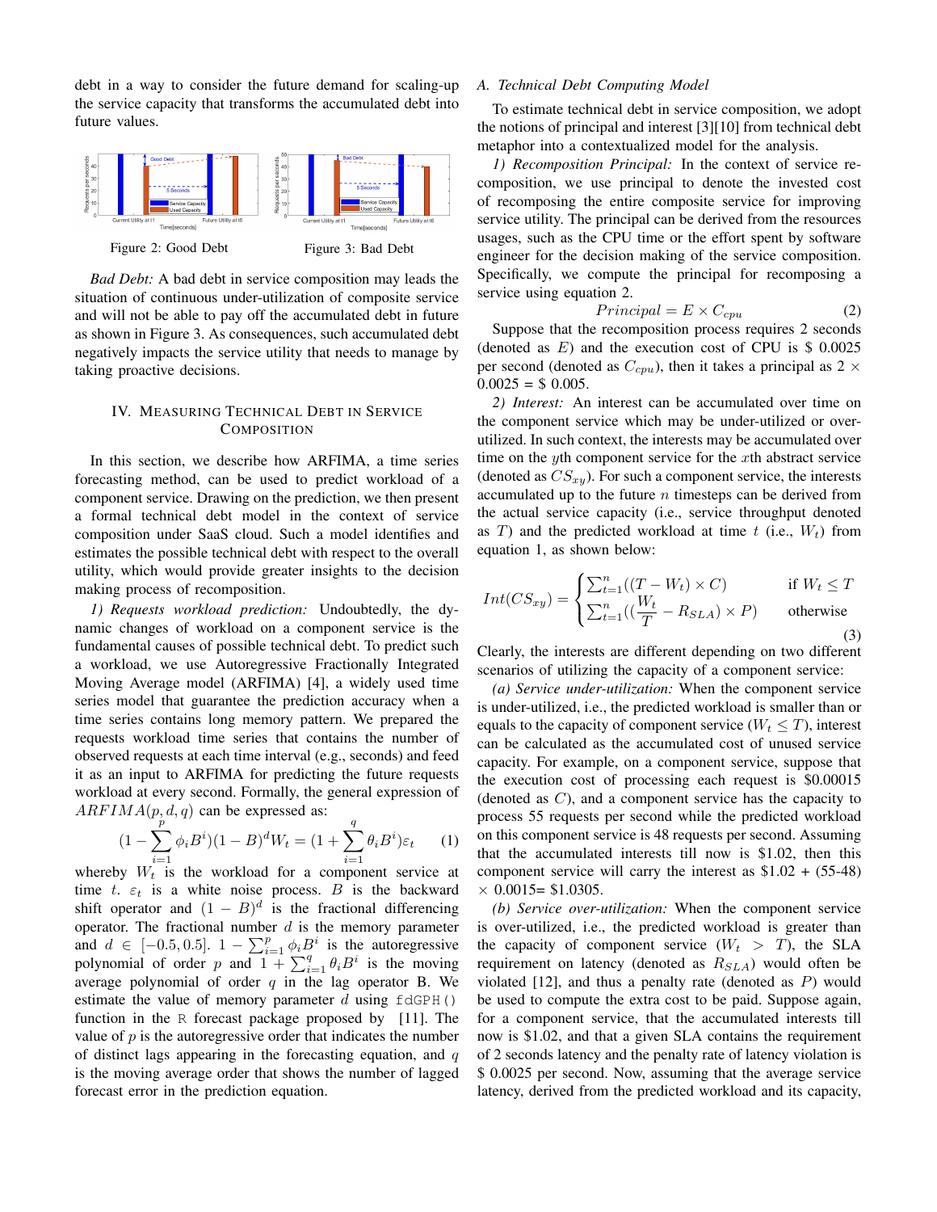debt in a way to consider the future demand for scaling-up the service capacity that transforms the accumulated debt into future values.

Figure 2: Good Debt

Figure 3: Bad Debt

*Bad Debt:* A bad debt in service composition may leads the situation of continuous under-utilization of composite service and will not be able to pay off the accumulated debt in future as shown in Figure 3. As consequences, such accumulated debt negatively impacts the service utility that needs to manage by taking proactive decisions.

## IV. Measuring Technical Debt in Service Composition

In this section, we describe how ARFIMA, a time series forecasting method, can be used to predict workload of a component service. Drawing on the prediction, we then present a formal technical debt model in the context of service composition under SaaS cloud. Such a model identifies and estimates the possible technical debt with respect to the overall utility, which would provide greater insights to the decision making process of recomposition.

*1) Requests workload prediction:* Undoubtedly, the dynamic changes of workload on a component service is the fundamental causes of possible technical debt. To predict such a workload, we use Autoregressive Fractionally Integrated Moving Average model (ARFIMA) [4], a widely used time series model that guarantee the prediction accuracy when a time series contains long memory pattern. We prepared the requests workload time series that contains the number of observed requests at each time interval (e.g., seconds) and feed it as an input to ARFIMA for predicting the future requests workload at every second. Formally, the general expression of $ARFIMA(p, d, q)$ can be expressed as:

$$(1 - \sum_{i=1}^{p} \phi_i B^i)(1 - B)^d W_t = (1 + \sum_{i=1}^{q} \theta_i B^i)\varepsilon_t \qquad (1)$$

whereby $W_t$ is the workload for a component service at time $t$. $\varepsilon_t$ is a white noise process. $B$ is the backward shift operator and $(1 - B)^d$ is the fractional differencing operator. The fractional number $d$ is the memory parameter and $d \in [-0.5, 0.5]$. $1 - \sum_{i=1}^{p} \phi_i B^i$ is the autoregressive polynomial of order $p$ and $1 + \sum_{i=1}^{q} \theta_i B^i$ is the moving average polynomial of order $q$ in the lag operator B. We estimate the value of memory parameter $d$ using `fdGPH()` function in the `R` forecast package proposed by [11]. The value of $p$ is the autoregressive order that indicates the number of distinct lags appearing in the forecasting equation, and $q$ is the moving average order that shows the number of lagged forecast error in the prediction equation.

### A. Technical Debt Computing Model

To estimate technical debt in service composition, we adopt the notions of principal and interest [3][10] from technical debt metaphor into a contextualized model for the analysis.

*1) Recomposition Principal:* In the context of service recomposition, we use principal to denote the invested cost of recomposing the entire composite service for improving service utility. The principal can be derived from the resources usages, such as the CPU time or the effort spent by software engineer for the decision making of the service composition. Specifically, we compute the principal for recomposing a service using equation 2.

$$Principal = E \times C_{cpu} \qquad (2)$$

Suppose that the recomposition process requires 2 seconds (denoted as $E$) and the execution cost of CPU is \$ 0.0025 per second (denoted as $C_{cpu}$), then it takes a principal as $2 \times 0.0025$ = \$ 0.005.

*2) Interest:* An interest can be accumulated over time on the component service which may be under-utilized or over-utilized. In such context, the interests may be accumulated over time on the $y$th component service for the $x$th abstract service (denoted as $CS_{xy}$). For such a component service, the interests accumulated up to the future $n$ timesteps can be derived from the actual service capacity (i.e., service throughput denoted as $T$) and the predicted workload at time $t$ (i.e., $W_t$) from equation 1, as shown below:

$$Int(CS_{xy}) = \begin{cases} \sum_{t=1}^{n}((T - W_t) \times C) & \text{if } W_t \leq T \\ \sum_{t=1}^{n}((\dfrac{W_t}{T} - R_{SLA}) \times P) & \text{otherwise} \end{cases} \qquad (3)$$

Clearly, the interests are different depending on two different scenarios of utilizing the capacity of a component service:

*(a) Service under-utilization:* When the component service is under-utilized, i.e., the predicted workload is smaller than or equals to the capacity of component service ($W_t \leq T$), interest can be calculated as the accumulated cost of unused service capacity. For example, on a component service, suppose that the execution cost of processing each request is \$0.00015 (denoted as $C$), and a component service has the capacity to process 55 requests per second while the predicted workload on this component service is 48 requests per second. Assuming that the accumulated interests till now is \$1.02, then this component service will carry the interest as \$1.02 + (55-48) $\times$ 0.0015= \$1.0305.

*(b) Service over-utilization:* When the component service is over-utilized, i.e., the predicted workload is greater than the capacity of component service ($W_t > T$), the SLA requirement on latency (denoted as $R_{SLA}$) would often be violated [12], and thus a penalty rate (denoted as $P$) would be used to compute the extra cost to be paid. Suppose that, for a component service, that the accumulated interests till now is \$1.02, and that a given SLA contains the requirement of 2 seconds latency and the penalty rate of latency violation is \$ 0.0025 per second. Now, assuming that the average service latency, derived from the predicted workload and its capacity,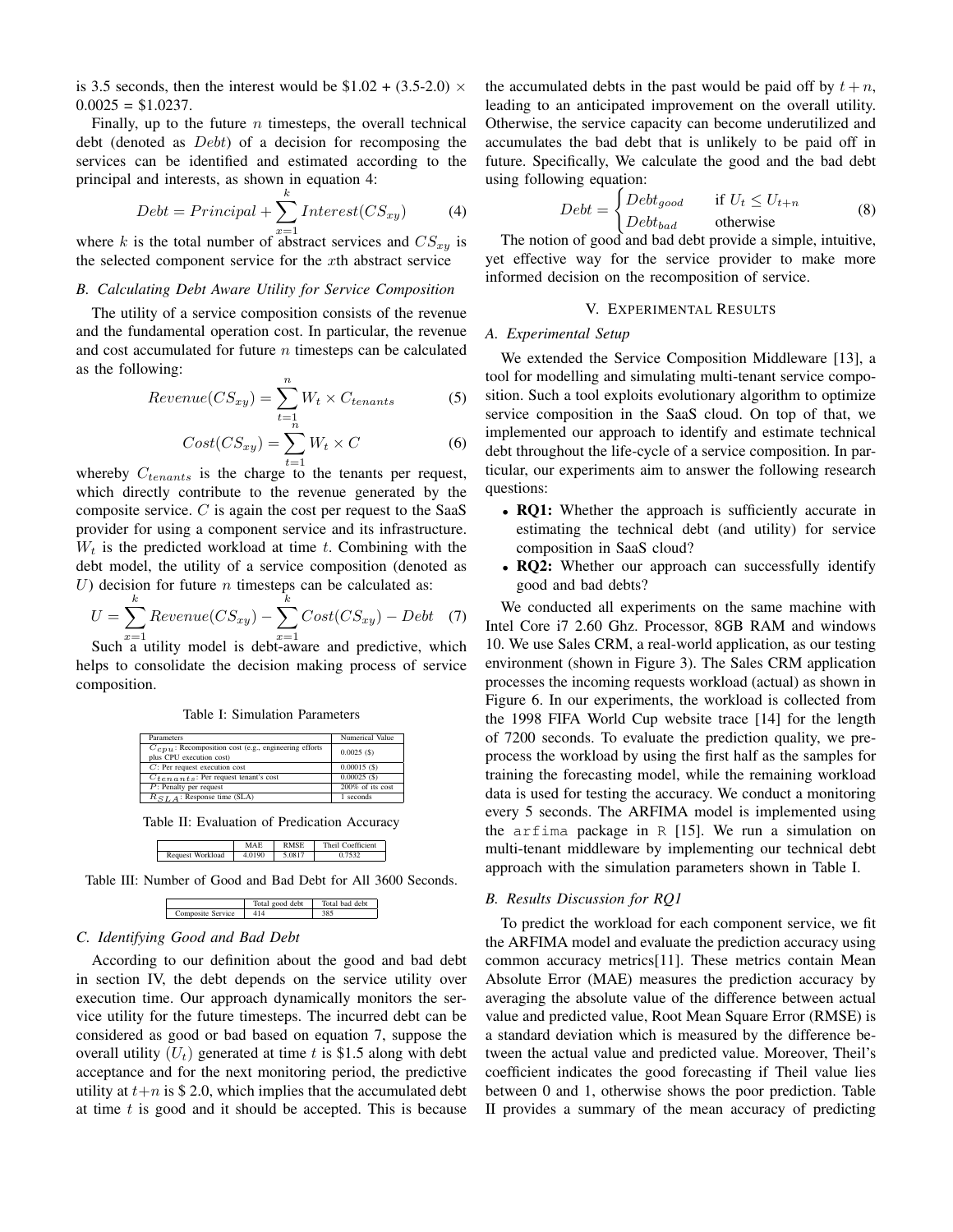is 3.5 seconds, then the interest would be \$1.02 + (3.5-2.0) $\times$ 0.0025 = \$1.0237.

Finally, up to the future $n$ timesteps, the overall technical debt (denoted as $Debt$) of a decision for recomposing the services can be identified and estimated according to the principal and interests, as shown in equation 4:

$$Debt = Principal + \sum_{x=1}^{k} Interest(CS_{xy}) \tag{4}$$

where $k$ is the total number of abstract services and $CS_{xy}$ is the selected component service for the $x$th abstract service

### B. Calculating Debt Aware Utility for Service Composition

The utility of a service composition consists of the revenue and the fundamental operation cost. In particular, the revenue and cost accumulated for future $n$ timesteps can be calculated as the following:

$$Revenue(CS_{xy}) = \sum_{t=1}^{n} W_t \times C_{tenants} \tag{5}$$

$$Cost(CS_{xy}) = \sum_{t=1}^{n} W_t \times C \tag{6}$$

whereby $C_{tenants}$ is the charge to the tenants per request, which directly contribute to the revenue generated by the composite service. $C$ is again the cost per request to the SaaS provider for using a component service and its infrastructure. $W_t$ is the predicted workload at time $t$. Combining with the debt model, the utility of a service composition (denoted as $U$) decision for future $n$ timesteps can be calculated as:

$$U = \sum_{x=1}^{k} Revenue(CS_{xy}) - \sum_{x=1}^{k} Cost(CS_{xy}) - Debt \tag{7}$$

Such a utility model is debt-aware and predictive, which helps to consolidate the decision making process of service composition.

Table I: Simulation Parameters

| Parameters | Numerical Value |
|---|---|
| $C_{cpu}$: Recomposition cost (e.g., engineering efforts plus CPU execution cost) | 0.0025 (\$) |
| $C$: Per request execution cost | 0.00015 (\$) |
| $C_{tenants}$: Per request tenant's cost | 0.00025 (\$) |
| $P$: Penalty per request | 200% of its cost |
| $R_{SLA}$: Response time (SLA) | 1 seconds |

Table II: Evaluation of Predication Accuracy

| | MAE | RMSE | Theil Coefficient |
|---|---|---|---|
| Request Workload | 4.0190 | 5.0817 | 0.7532 |

Table III: Number of Good and Bad Debt for All 3600 Seconds.

| | Total good debt | Total bad debt |
|---|---|---|
| Composite Service | 414 | 385 |

### C. Identifying Good and Bad Debt

According to our definition about the good and bad debt in section IV, the debt depends on the service utility over execution time. Our approach dynamically monitors the service utility for the future timesteps. The incurred debt can be considered as good or bad based on equation 7, suppose the overall utility ($U_t$) generated at time $t$ is \$1.5 along with debt acceptance and for the next monitoring period, the predictive utility at $t+n$ is \$ 2.0, which implies that the accumulated debt at time $t$ is good and it should be accepted. This is because the accumulated debts in the past would be paid off by $t+n$, leading to an anticipated improvement on the overall utility. Otherwise, the service capacity can become underutilized and accumulates the bad debt that is unlikely to be paid off in future. Specifically, We calculate the good and the bad debt using following equation:

$$Debt = \begin{cases} Debt_{good} & \text{if } U_t \leq U_{t+n} \\ Debt_{bad} & \text{otherwise} \end{cases} \tag{8}$$

The notion of good and bad debt provide a simple, intuitive, yet effective way for the service provider to make more informed decision on the recomposition of service.

## V. Experimental Results

### A. Experimental Setup

We extended the Service Composition Middleware [13], a tool for modelling and simulating multi-tenant service composition. Such a tool exploits evolutionary algorithm to optimize service composition in the SaaS cloud. On top of that, we implemented our approach to identify and estimate technical debt throughout the life-cycle of a service composition. In particular, our experiments aim to answer the following research questions:

- **RQ1:** Whether the approach is sufficiently accurate in estimating the technical debt (and utility) for service composition in SaaS cloud?
- **RQ2:** Whether our approach can successfully identify good and bad debts?

We conducted all experiments on the same machine with Intel Core i7 2.60 Ghz. Processor, 8GB RAM and windows 10. We use Sales CRM, a real-world application, as our testing environment (shown in Figure 3). The Sales CRM application processes the incoming requests workload (actual) as shown in Figure 6. In our experiments, the workload is collected from the 1998 FIFA World Cup website trace [14] for the length of 7200 seconds. To evaluate the prediction quality, we preprocess the workload by using the first half as the samples for training the forecasting model, while the remaining workload data is used for testing the accuracy. We conduct a monitoring every 5 seconds. The ARFIMA model is implemented using the `arfima` package in `R` [15]. We run a simulation on multi-tenant middleware by implementing our technical debt approach with the simulation parameters shown in Table I.

### B. Results Discussion for RQ1

To predict the workload for each component service, we fit the ARFIMA model and evaluate the prediction accuracy using common accuracy metrics[11]. These metrics contain Mean Absolute Error (MAE) measures the prediction accuracy by averaging the absolute value of the difference between actual value and predicted value, Root Mean Square Error (RMSE) is a standard deviation which is measured by the difference between the actual value and predicted value. Moreover, Theil's coefficient indicates the good forecasting if Theil value lies between 0 and 1, otherwise shows the poor prediction. Table II provides a summary of the mean accuracy of predicting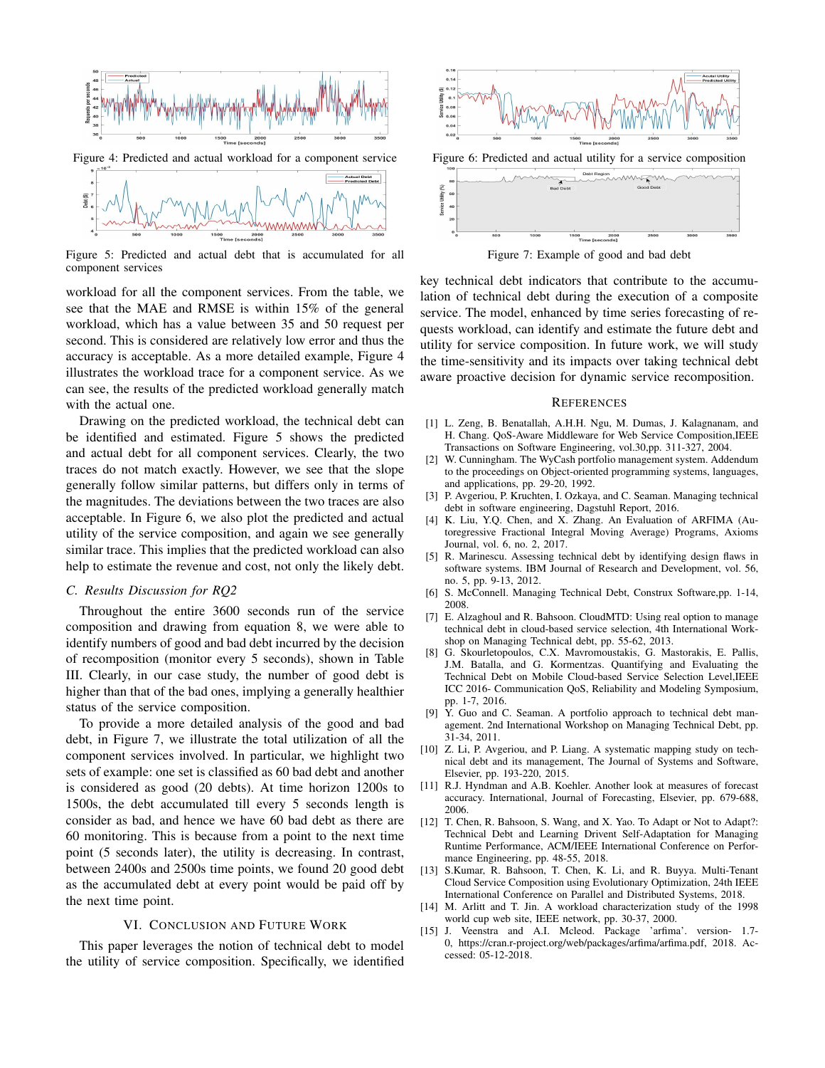50
48
46
44
42
40
38
36
Requests per seconds
Predicted
Actual
0 500 1000 1500 2000 2500 3000 3500
Time [seconds]

Figure 4: Predicted and actual workload for a component service

$\times 10^{-3}$
9
8
7
6
5
4
Debt ($)
Actual Debt
Predicted Debt
0 500 1000 1500 2000 2500 3000 3500
Time [seconds]

Figure 5: Predicted and actual debt that is accumulated for all component services

workload for all the component services. From the table, we see that the MAE and RMSE is within 15% of the general workload, which has a value between 35 and 50 request per second. This is considered are relatively low error and thus the accuracy is acceptable. As a more detailed example, Figure 4 illustrates the workload trace for a component service. As we can see, the results of the predicted workload generally match with the actual one.

Drawing on the predicted workload, the technical debt can be identified and estimated. Figure 5 shows the predicted and actual debt for all component services. Clearly, the two traces do not match exactly. However, we see that the slope generally follow similar patterns, but differs only in terms of the magnitudes. The deviations between the two traces are also acceptable. In Figure 6, we also plot the predicted and actual utility of the service composition, and again we see generally similar trace. This implies that the predicted workload can also help to estimate the revenue and cost, not only the likely debt.

### C. Results Discussion for RQ2

Throughout the entire 3600 seconds run of the service composition and drawing from equation 8, we were able to identify numbers of good and bad debt incurred by the decision of recomposition (monitor every 5 seconds), shown in Table III. Clearly, in our case study, the number of good debt is higher than that of the bad ones, implying a generally healthier status of the service composition.

To provide a more detailed analysis of the good and bad debt, in Figure 7, we illustrate the total utilization of all the component services involved. In particular, we highlight two sets of example: one set is classified as 60 bad debt and another is considered as good (20 debts). At time horizon 1200s to 1500s, the debt accumulated till every 5 seconds length is consider as bad, and hence we have 60 bad debt as there are 60 monitoring. This is because from a point to the next time point (5 seconds later), the utility is decreasing. In contrast, between 2400s and 2500s time points, we found 20 good debt as the accumulated debt at every point would be paid off by the next time point.

## VI. Conclusion and Future Work

This paper leverages the notion of technical debt to model the utility of service composition. Specifically, we identified key technical debt indicators that contribute to the accumulation of technical debt during the execution of a composite service. The model, enhanced by time series forecasting of requests workload, can identify and estimate the future debt and utility for service composition. In future work, we will study the time-sensitivity and its impacts over taking technical debt aware proactive decision for dynamic service recomposition.

0.16
0.14
0.12
0.1
0.08
0.06
0.04
0.02
Service Utility ($)
Acutal Utility
Predicted Utility
0 500 1000 1500 2000 2500 3000 3500
Time [seconds]

Figure 6: Predicted and actual utility for a service composition

100
80
60
40
20
0
Service Utility (%)
Debt Region
Bad Debt
Good Debt
0 500 1000 1500 2000 2500 3000 3500
Time [seconds]

Figure 7: Example of good and bad debt

## References

[1] L. Zeng, B. Benatallah, A.H.H. Ngu, M. Dumas, J. Kalagnanam, and H. Chang. QoS-Aware Middleware for Web Service Composition,IEEE Transactions on Software Engineering, vol.30,pp. 311-327, 2004.

[2] W. Cunningham. The WyCash portfolio management system. Addendum to the proceedings on Object-oriented programming systems, languages, and applications, pp. 29-20, 1992.

[3] P. Avgeriou, P. Kruchten, I. Ozkaya, and C. Seaman. Managing technical debt in software engineering, Dagstuhl Report, 2016.

[4] K. Liu, Y.Q. Chen, and X. Zhang. An Evaluation of ARFIMA (Autoregressive Fractional Integral Moving Average) Programs, Axioms Journal, vol. 6, no. 2, 2017.

[5] R. Marinescu. Assessing technical debt by identifying design flaws in software systems. IBM Journal of Research and Development, vol. 56, no. 5, pp. 9-13, 2012.

[6] S. McConnell. Managing Technical Debt, Construx Software,pp. 1-14, 2008.

[7] E. Alzaghoul and R. Bahsoon. CloudMTD: Using real option to manage technical debt in cloud-based service selection, 4th International Workshop on Managing Technical debt, pp. 55-62, 2013.

[8] G. Skourletopoulos, C.X. Mavromoustakis, G. Mastorakis, E. Pallis, J.M. Batalla, and G. Kormentzas. Quantifying and Evaluating the Technical Debt on Mobile Cloud-based Service Selection Level,IEEE ICC 2016- Communication QoS, Reliability and Modeling Symposium, pp. 1-7, 2016.

[9] Y. Guo and C. Seaman. A portfolio approach to technical debt management. 2nd International Workshop on Managing Technical Debt, pp. 31-34, 2011.

[10] Z. Li, P. Avgeriou, and P. Liang. A systematic mapping study on technical debt and its management, The Journal of Systems and Software, Elsevier, pp. 193-220, 2015.

[11] R.J. Hyndman and A.B. Koehler. Another look at measures of forecast accuracy. International, Journal of Forecasting, Elsevier, pp. 679-688, 2006.

[12] T. Chen, R. Bahsoon, S. Wang, and X. Yao. To Adapt or Not to Adapt?: Technical Debt and Learning Drivent Self-Adaptation for Managing Runtime Performance, ACM/IEEE International Conference on Performance Engineering, pp. 48-55, 2018.

[13] S.Kumar, R. Bahsoon, T. Chen, K. Li, and R. Buyya. Multi-Tenant Cloud Service Composition using Evolutionary Optimization, 24th IEEE International Conference on Parallel and Distributed Systems, 2018.

[14] M. Arlitt and T. Jin. A workload characterization study of the 1998 world cup web site, IEEE network, pp. 30-37, 2000.

[15] J. Veenstra and A.I. Mcleod. Package 'arfima'. version- 1.7-0, https://cran.r-project.org/web/packages/arfima/arfima.pdf, 2018. Accessed: 05-12-2018.